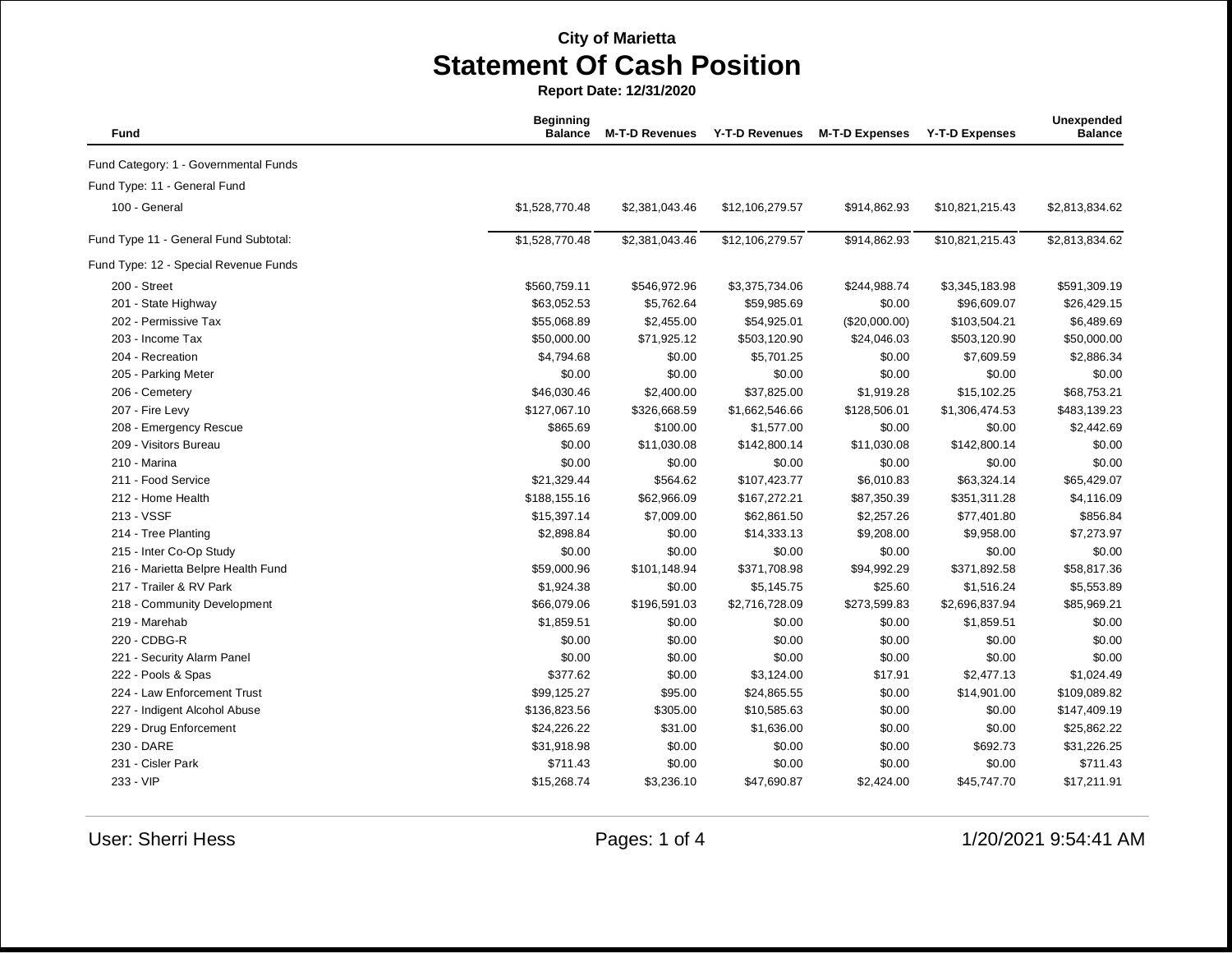City of Marietta

# Statement Of Cash Position

**Report Date: 12/31/2020**

| Fund | Beginning Balance | M-T-D Revenues | Y-T-D Revenues | M-T-D Expenses | Y-T-D Expenses | Unexpended Balance |
|---|---|---|---|---|---|---|
| Fund Category: 1 - Governmental Funds | | | | | | |
| Fund Type: 11 - General Fund | | | | | | |
| 100 - General | $1,528,770.48 | $2,381,043.46 | $12,106,279.57 | $914,862.93 | $10,821,215.43 | $2,813,834.62 |
| Fund Type 11 - General Fund Subtotal: | $1,528,770.48 | $2,381,043.46 | $12,106,279.57 | $914,862.93 | $10,821,215.43 | $2,813,834.62 |
| Fund Type: 12 - Special Revenue Funds | | | | | | |
| 200 - Street | $560,759.11 | $546,972.96 | $3,375,734.06 | $244,988.74 | $3,345,183.98 | $591,309.19 |
| 201 - State Highway | $63,052.53 | $5,762.64 | $59,985.69 | $0.00 | $96,609.07 | $26,429.15 |
| 202 - Permissive Tax | $55,068.89 | $2,455.00 | $54,925.01 | ($20,000.00) | $103,504.21 | $6,489.69 |
| 203 - Income Tax | $50,000.00 | $71,925.12 | $503,120.90 | $24,046.03 | $503,120.90 | $50,000.00 |
| 204 - Recreation | $4,794.68 | $0.00 | $5,701.25 | $0.00 | $7,609.59 | $2,886.34 |
| 205 - Parking Meter | $0.00 | $0.00 | $0.00 | $0.00 | $0.00 | $0.00 |
| 206 - Cemetery | $46,030.46 | $2,400.00 | $37,825.00 | $1,919.28 | $15,102.25 | $68,753.21 |
| 207 - Fire Levy | $127,067.10 | $326,668.59 | $1,662,546.66 | $128,506.01 | $1,306,474.53 | $483,139.23 |
| 208 - Emergency Rescue | $865.69 | $100.00 | $1,577.00 | $0.00 | $0.00 | $2,442.69 |
| 209 - Visitors Bureau | $0.00 | $11,030.08 | $142,800.14 | $11,030.08 | $142,800.14 | $0.00 |
| 210 - Marina | $0.00 | $0.00 | $0.00 | $0.00 | $0.00 | $0.00 |
| 211 - Food Service | $21,329.44 | $564.62 | $107,423.77 | $6,010.83 | $63,324.14 | $65,429.07 |
| 212 - Home Health | $188,155.16 | $62,966.09 | $167,272.21 | $87,350.39 | $351,311.28 | $4,116.09 |
| 213 - VSSF | $15,397.14 | $7,009.00 | $62,861.50 | $2,257.26 | $77,401.80 | $856.84 |
| 214 - Tree Planting | $2,898.84 | $0.00 | $14,333.13 | $9,208.00 | $9,958.00 | $7,273.97 |
| 215 - Inter Co-Op Study | $0.00 | $0.00 | $0.00 | $0.00 | $0.00 | $0.00 |
| 216 - Marietta Belpre Health Fund | $59,000.96 | $101,148.94 | $371,708.98 | $94,992.29 | $371,892.58 | $58,817.36 |
| 217 - Trailer & RV Park | $1,924.38 | $0.00 | $5,145.75 | $25.60 | $1,516.24 | $5,553.89 |
| 218 - Community Development | $66,079.06 | $196,591.03 | $2,716,728.09 | $273,599.83 | $2,696,837.94 | $85,969.21 |
| 219 - Marehab | $1,859.51 | $0.00 | $0.00 | $0.00 | $1,859.51 | $0.00 |
| 220 - CDBG-R | $0.00 | $0.00 | $0.00 | $0.00 | $0.00 | $0.00 |
| 221 - Security Alarm Panel | $0.00 | $0.00 | $0.00 | $0.00 | $0.00 | $0.00 |
| 222 - Pools & Spas | $377.62 | $0.00 | $3,124.00 | $17.91 | $2,477.13 | $1,024.49 |
| 224 - Law Enforcement Trust | $99,125.27 | $95.00 | $24,865.55 | $0.00 | $14,901.00 | $109,089.82 |
| 227 - Indigent Alcohol Abuse | $136,823.56 | $305.00 | $10,585.63 | $0.00 | $0.00 | $147,409.19 |
| 229 - Drug Enforcement | $24,226.22 | $31.00 | $1,636.00 | $0.00 | $0.00 | $25,862.22 |
| 230 - DARE | $31,918.98 | $0.00 | $0.00 | $0.00 | $692.73 | $31,226.25 |
| 231 - Cisler Park | $711.43 | $0.00 | $0.00 | $0.00 | $0.00 | $711.43 |
| 233 - VIP | $15,268.74 | $3,236.10 | $47,690.87 | $2,424.00 | $45,747.70 | $17,211.91 |

User: Sherri Hess

1/20/2021 9:54:41 AM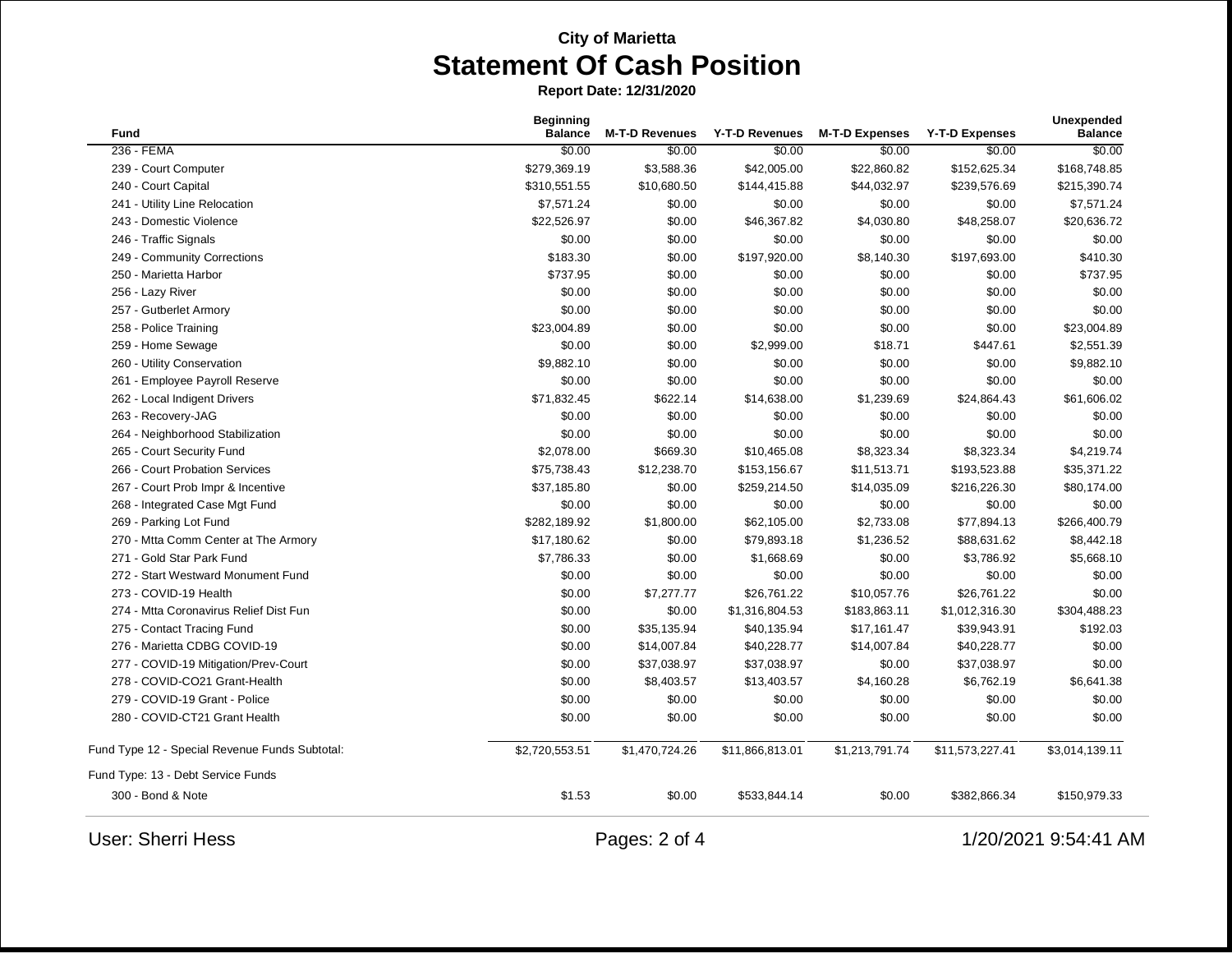**City of Marietta**

# Statement Of Cash Position

**Report Date: 12/31/2020**

| Fund | Beginning Balance | M-T-D Revenues | Y-T-D Revenues | M-T-D Expenses | Y-T-D Expenses | Unexpended Balance |
|---|---|---|---|---|---|---|
| 236 - FEMA | $0.00 | $0.00 | $0.00 | $0.00 | $0.00 | $0.00 |
| 239 - Court Computer | $279,369.19 | $3,588.36 | $42,005.00 | $22,860.82 | $152,625.34 | $168,748.85 |
| 240 - Court Capital | $310,551.55 | $10,680.50 | $144,415.88 | $44,032.97 | $239,576.69 | $215,390.74 |
| 241 - Utility Line Relocation | $7,571.24 | $0.00 | $0.00 | $0.00 | $0.00 | $7,571.24 |
| 243 - Domestic Violence | $22,526.97 | $0.00 | $46,367.82 | $4,030.80 | $48,258.07 | $20,636.72 |
| 246 - Traffic Signals | $0.00 | $0.00 | $0.00 | $0.00 | $0.00 | $0.00 |
| 249 - Community Corrections | $183.30 | $0.00 | $197,920.00 | $8,140.30 | $197,693.00 | $410.30 |
| 250 - Marietta Harbor | $737.95 | $0.00 | $0.00 | $0.00 | $0.00 | $737.95 |
| 256 - Lazy River | $0.00 | $0.00 | $0.00 | $0.00 | $0.00 | $0.00 |
| 257 - Gutberlet Armory | $0.00 | $0.00 | $0.00 | $0.00 | $0.00 | $0.00 |
| 258 - Police Training | $23,004.89 | $0.00 | $0.00 | $0.00 | $0.00 | $23,004.89 |
| 259 - Home Sewage | $0.00 | $0.00 | $2,999.00 | $18.71 | $447.61 | $2,551.39 |
| 260 - Utility Conservation | $9,882.10 | $0.00 | $0.00 | $0.00 | $0.00 | $9,882.10 |
| 261 - Employee Payroll Reserve | $0.00 | $0.00 | $0.00 | $0.00 | $0.00 | $0.00 |
| 262 - Local Indigent Drivers | $71,832.45 | $622.14 | $14,638.00 | $1,239.69 | $24,864.43 | $61,606.02 |
| 263 - Recovery-JAG | $0.00 | $0.00 | $0.00 | $0.00 | $0.00 | $0.00 |
| 264 - Neighborhood Stabilization | $0.00 | $0.00 | $0.00 | $0.00 | $0.00 | $0.00 |
| 265 - Court Security Fund | $2,078.00 | $669.30 | $10,465.08 | $8,323.34 | $8,323.34 | $4,219.74 |
| 266 - Court Probation Services | $75,738.43 | $12,238.70 | $153,156.67 | $11,513.71 | $193,523.88 | $35,371.22 |
| 267 - Court Prob Impr & Incentive | $37,185.80 | $0.00 | $259,214.50 | $14,035.09 | $216,226.30 | $80,174.00 |
| 268 - Integrated Case Mgt Fund | $0.00 | $0.00 | $0.00 | $0.00 | $0.00 | $0.00 |
| 269 - Parking Lot Fund | $282,189.92 | $1,800.00 | $62,105.00 | $2,733.08 | $77,894.13 | $266,400.79 |
| 270 - Mtta Comm Center at The Armory | $17,180.62 | $0.00 | $79,893.18 | $1,236.52 | $88,631.62 | $8,442.18 |
| 271 - Gold Star Park Fund | $7,786.33 | $0.00 | $1,668.69 | $0.00 | $3,786.92 | $5,668.10 |
| 272 - Start Westward Monument Fund | $0.00 | $0.00 | $0.00 | $0.00 | $0.00 | $0.00 |
| 273 - COVID-19 Health | $0.00 | $7,277.77 | $26,761.22 | $10,057.76 | $26,761.22 | $0.00 |
| 274 - Mtta Coronavirus Relief Dist Fun | $0.00 | $0.00 | $1,316,804.53 | $183,863.11 | $1,012,316.30 | $304,488.23 |
| 275 - Contact Tracing Fund | $0.00 | $35,135.94 | $40,135.94 | $17,161.47 | $39,943.91 | $192.03 |
| 276 - Marietta CDBG COVID-19 | $0.00 | $14,007.84 | $40,228.77 | $14,007.84 | $40,228.77 | $0.00 |
| 277 - COVID-19 Mitigation/Prev-Court | $0.00 | $37,038.97 | $37,038.97 | $0.00 | $37,038.97 | $0.00 |
| 278 - COVID-CO21 Grant-Health | $0.00 | $8,403.57 | $13,403.57 | $4,160.28 | $6,762.19 | $6,641.38 |
| 279 - COVID-19 Grant - Police | $0.00 | $0.00 | $0.00 | $0.00 | $0.00 | $0.00 |
| 280 - COVID-CT21 Grant Health | $0.00 | $0.00 | $0.00 | $0.00 | $0.00 | $0.00 |
| Fund Type 12 - Special Revenue Funds Subtotal: | $2,720,553.51 | $1,470,724.26 | $11,866,813.01 | $1,213,791.74 | $11,573,227.41 | $3,014,139.11 |
| Fund Type: 13 - Debt Service Funds | | | | | | |
| 300 - Bond & Note | $1.53 | $0.00 | $533,844.14 | $0.00 | $382,866.34 | $150,979.33 |

User: Sherri Hess

1/20/2021 9:54:41 AM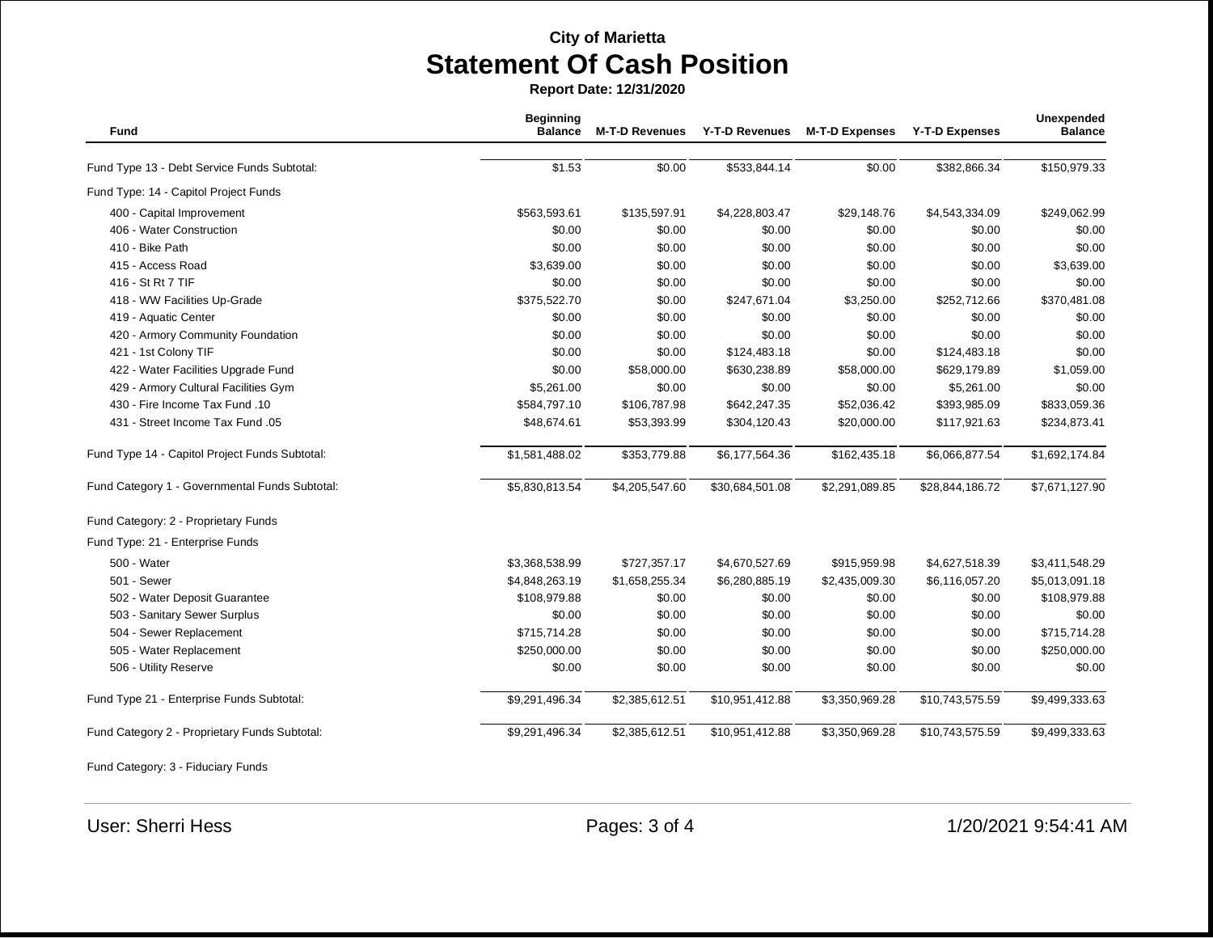**City of Marietta**

# Statement Of Cash Position

**Report Date: 12/31/2020**

| Fund | Beginning Balance | M-T-D Revenues | Y-T-D Revenues | M-T-D Expenses | Y-T-D Expenses | Unexpended Balance |
|---|---|---|---|---|---|---|
| Fund Type 13 - Debt Service Funds Subtotal: | $1.53 | $0.00 | $533,844.14 | $0.00 | $382,866.34 | $150,979.33 |
| Fund Type: 14 - Capitol Project Funds | | | | | | |
| 400 - Capital Improvement | $563,593.61 | $135,597.91 | $4,228,803.47 | $29,148.76 | $4,543,334.09 | $249,062.99 |
| 406 - Water Construction | $0.00 | $0.00 | $0.00 | $0.00 | $0.00 | $0.00 |
| 410 - Bike Path | $0.00 | $0.00 | $0.00 | $0.00 | $0.00 | $0.00 |
| 415 - Access Road | $3,639.00 | $0.00 | $0.00 | $0.00 | $0.00 | $3,639.00 |
| 416 - St Rt 7 TIF | $0.00 | $0.00 | $0.00 | $0.00 | $0.00 | $0.00 |
| 418 - WW Facilities Up-Grade | $375,522.70 | $0.00 | $247,671.04 | $3,250.00 | $252,712.66 | $370,481.08 |
| 419 - Aquatic Center | $0.00 | $0.00 | $0.00 | $0.00 | $0.00 | $0.00 |
| 420 - Armory Community Foundation | $0.00 | $0.00 | $0.00 | $0.00 | $0.00 | $0.00 |
| 421 - 1st Colony TIF | $0.00 | $0.00 | $124,483.18 | $0.00 | $124,483.18 | $0.00 |
| 422 - Water Facilities Upgrade Fund | $0.00 | $58,000.00 | $630,238.89 | $58,000.00 | $629,179.89 | $1,059.00 |
| 429 - Armory Cultural Facilities Gym | $5,261.00 | $0.00 | $0.00 | $0.00 | $5,261.00 | $0.00 |
| 430 - Fire Income Tax Fund .10 | $584,797.10 | $106,787.98 | $642,247.35 | $52,036.42 | $393,985.09 | $833,059.36 |
| 431 - Street Income Tax Fund .05 | $48,674.61 | $53,393.99 | $304,120.43 | $20,000.00 | $117,921.63 | $234,873.41 |
| Fund Type 14 - Capitol Project Funds Subtotal: | $1,581,488.02 | $353,779.88 | $6,177,564.36 | $162,435.18 | $6,066,877.54 | $1,692,174.84 |
| Fund Category 1 - Governmental Funds Subtotal: | $5,830,813.54 | $4,205,547.60 | $30,684,501.08 | $2,291,089.85 | $28,844,186.72 | $7,671,127.90 |
| Fund Category: 2 - Proprietary Funds | | | | | | |
| Fund Type: 21 - Enterprise Funds | | | | | | |
| 500 - Water | $3,368,538.99 | $727,357.17 | $4,670,527.69 | $915,959.98 | $4,627,518.39 | $3,411,548.29 |
| 501 - Sewer | $4,848,263.19 | $1,658,255.34 | $6,280,885.19 | $2,435,009.30 | $6,116,057.20 | $5,013,091.18 |
| 502 - Water Deposit Guarantee | $108,979.88 | $0.00 | $0.00 | $0.00 | $0.00 | $108,979.88 |
| 503 - Sanitary Sewer Surplus | $0.00 | $0.00 | $0.00 | $0.00 | $0.00 | $0.00 |
| 504 - Sewer Replacement | $715,714.28 | $0.00 | $0.00 | $0.00 | $0.00 | $715,714.28 |
| 505 - Water Replacement | $250,000.00 | $0.00 | $0.00 | $0.00 | $0.00 | $250,000.00 |
| 506 - Utility Reserve | $0.00 | $0.00 | $0.00 | $0.00 | $0.00 | $0.00 |
| Fund Type 21 - Enterprise Funds Subtotal: | $9,291,496.34 | $2,385,612.51 | $10,951,412.88 | $3,350,969.28 | $10,743,575.59 | $9,499,333.63 |
| Fund Category 2 - Proprietary Funds Subtotal: | $9,291,496.34 | $2,385,612.51 | $10,951,412.88 | $3,350,969.28 | $10,743,575.59 | $9,499,333.63 |
| Fund Category: 3 - Fiduciary Funds | | | | | | |

User: Sherri Hess

1/20/2021 9:54:41 AM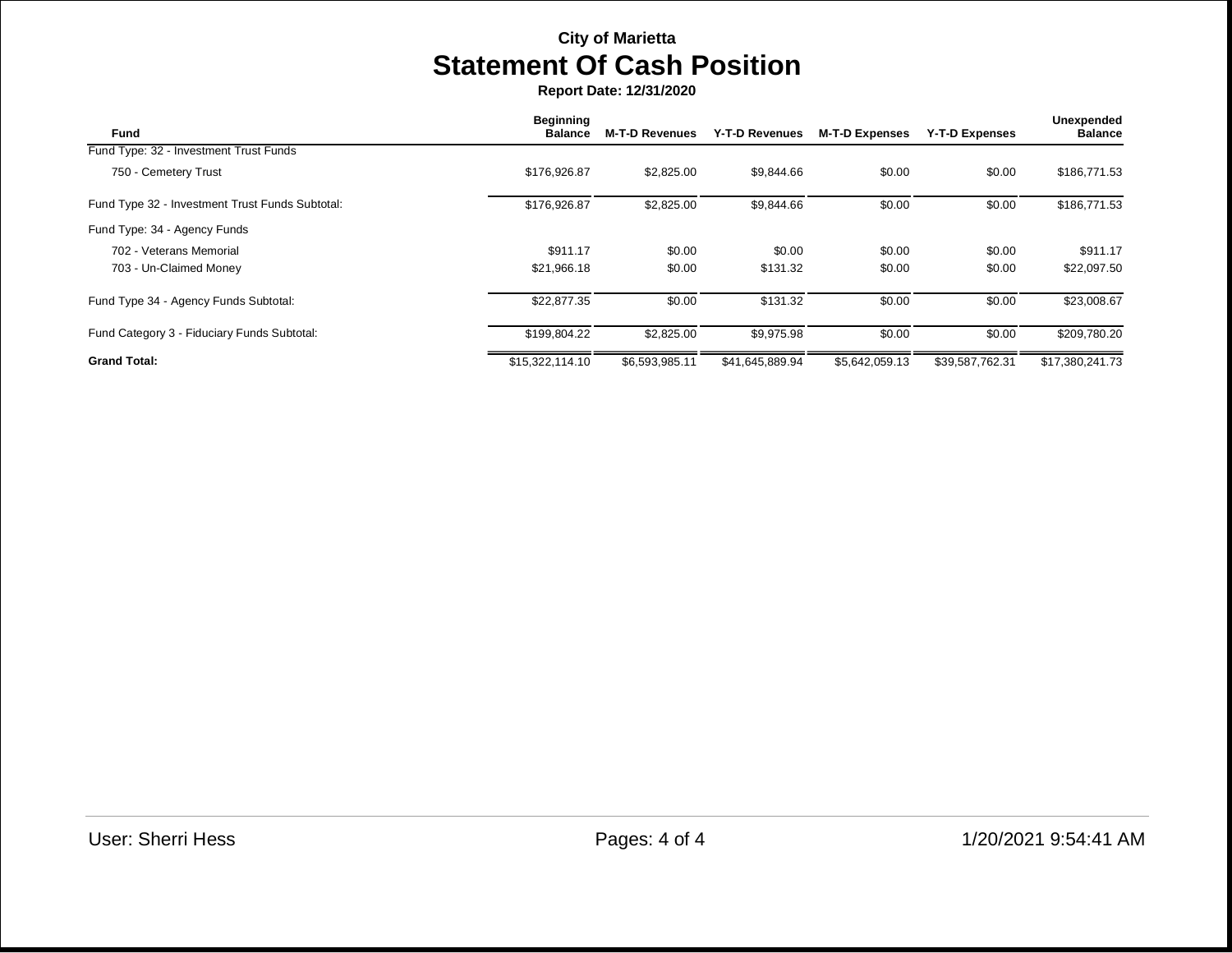**City of Marietta**

# Statement Of Cash Position

**Report Date: 12/31/2020**

| Fund | Beginning Balance | M-T-D Revenues | Y-T-D Revenues | M-T-D Expenses | Y-T-D Expenses | Unexpended Balance |
|---|---|---|---|---|---|---|
| Fund Type: 32 - Investment Trust Funds | | | | | | |
| 750 - Cemetery Trust | $176,926.87 | $2,825.00 | $9,844.66 | $0.00 | $0.00 | $186,771.53 |
| Fund Type 32 - Investment Trust Funds Subtotal: | $176,926.87 | $2,825.00 | $9,844.66 | $0.00 | $0.00 | $186,771.53 |
| Fund Type: 34 - Agency Funds | | | | | | |
| 702 - Veterans Memorial | $911.17 | $0.00 | $0.00 | $0.00 | $0.00 | $911.17 |
| 703 - Un-Claimed Money | $21,966.18 | $0.00 | $131.32 | $0.00 | $0.00 | $22,097.50 |
| Fund Type 34 - Agency Funds Subtotal: | $22,877.35 | $0.00 | $131.32 | $0.00 | $0.00 | $23,008.67 |
| Fund Category 3 - Fiduciary Funds Subtotal: | $199,804.22 | $2,825.00 | $9,975.98 | $0.00 | $0.00 | $209,780.20 |
| **Grand Total:** | $15,322,114.10 | $6,593,985.11 | $41,645,889.94 | $5,642,059.13 | $39,587,762.31 | $17,380,241.73 |

User: Sherri Hess

1/20/2021 9:54:41 AM